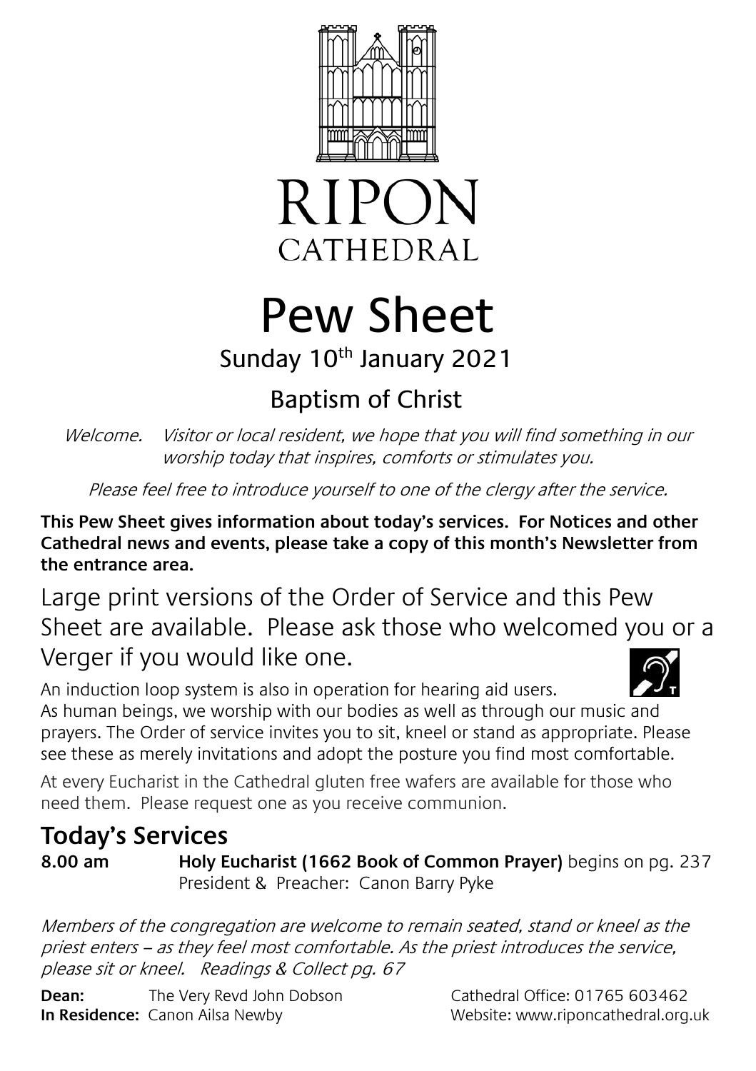# RIPON CATHEDRAL

# Pew Sheet

## Sunday 10th January 2021

## Baptism of Christ

*Welcome. Visitor or local resident, we hope that you will find something in our worship today that inspires, comforts or stimulates you.*

*Please feel free to introduce yourself to one of the clergy after the service.*

**This Pew Sheet gives information about today's services. For Notices and other Cathedral news and events, please take a copy of this month's Newsletter from the entrance area.**

Large print versions of the Order of Service and this Pew Sheet are available. Please ask those who welcomed you or a Verger if you would like one.

An induction loop system is also in operation for hearing aid users.

As human beings, we worship with our bodies as well as through our music and prayers. The Order of service invites you to sit, kneel or stand as appropriate. Please see these as merely invitations and adopt the posture you find most comfortable.

At every Eucharist in the Cathedral gluten free wafers are available for those who need them. Please request one as you receive communion.

## Today's Services

**8.00 am** **Holy Eucharist (1662 Book of Common Prayer)** begins on pg. 237
President & Preacher: Canon Barry Pyke

*Members of the congregation are welcome to remain seated, stand or kneel as the priest enters – as they feel most comfortable. As the priest introduces the service, please sit or kneel. Readings & Collect pg. 67*

**Dean:** The Very Revd John Dobson
**In Residence:** Canon Ailsa Newby

Cathedral Office: 01765 603462
Website: www.riponcathedral.org.uk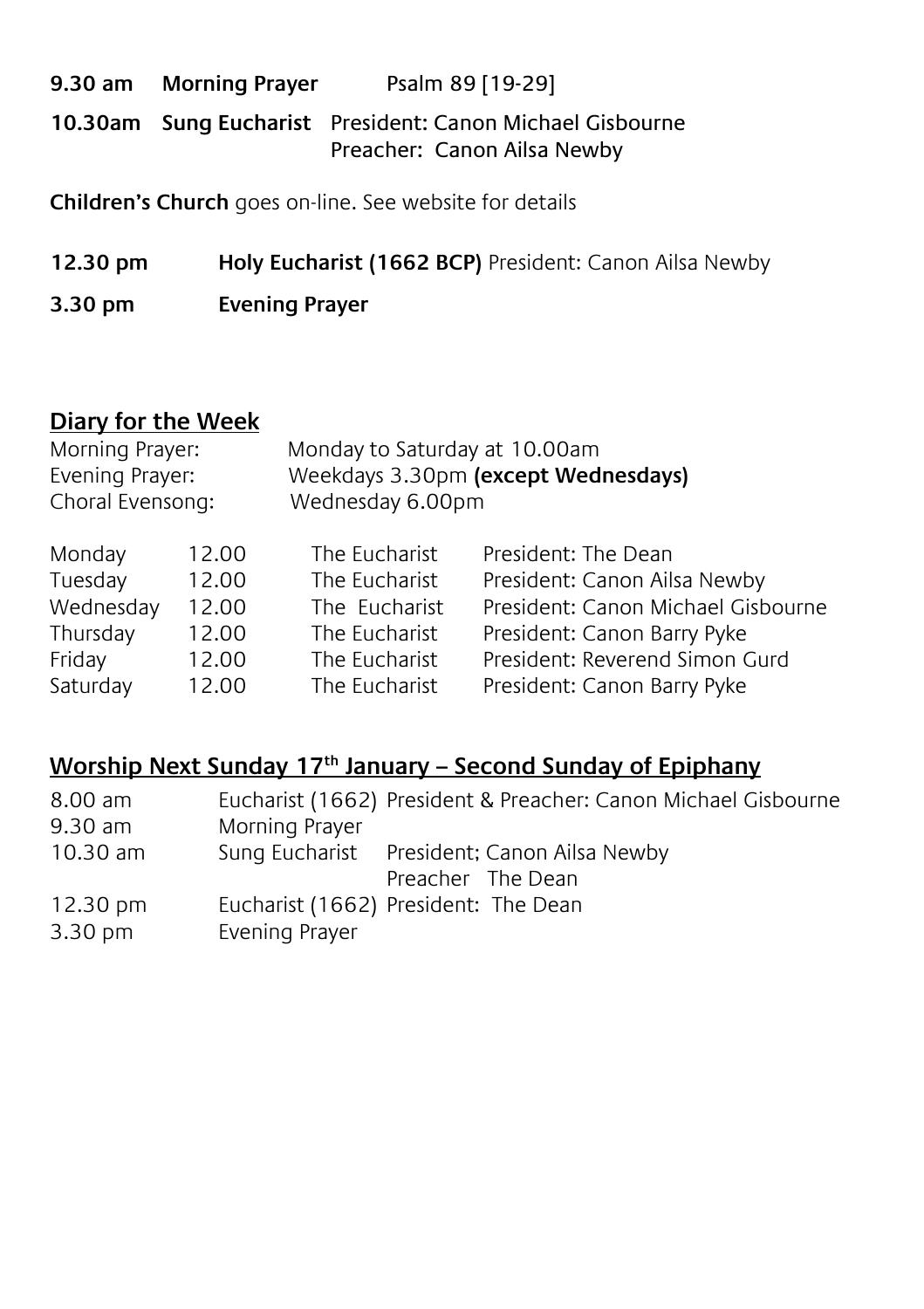**9.30 am** **Morning Prayer** Psalm 89 [19-29]

**10.30am** **Sung Eucharist** President: Canon Michael Gisbourne
Preacher: Canon Ailsa Newby

**Children's Church** goes on-line. See website for details

**12.30 pm** **Holy Eucharist (1662 BCP)** President: Canon Ailsa Newby

**3.30 pm** **Evening Prayer**

## Diary for the Week

Morning Prayer: Monday to Saturday at 10.00am
Evening Prayer: Weekdays 3.30pm **(except Wednesdays)**
Choral Evensong: Wednesday 6.00pm

| | | | |
|---|---|---|---|
| Monday | 12.00 | The Eucharist | President: The Dean |
| Tuesday | 12.00 | The Eucharist | President: Canon Ailsa Newby |
| Wednesday | 12.00 | The Eucharist | President: Canon Michael Gisbourne |
| Thursday | 12.00 | The Eucharist | President: Canon Barry Pyke |
| Friday | 12.00 | The Eucharist | President: Reverend Simon Gurd |
| Saturday | 12.00 | The Eucharist | President: Canon Barry Pyke |

## Worship Next Sunday 17th January – Second Sunday of Epiphany

| | | |
|---|---|---|
| 8.00 am | Eucharist (1662) | President & Preacher: Canon Michael Gisbourne |
| 9.30 am | Morning Prayer | |
| 10.30 am | Sung Eucharist | President; Canon Ailsa Newby<br>Preacher The Dean |
| 12.30 pm | Eucharist (1662) | President: The Dean |
| 3.30 pm | Evening Prayer | |